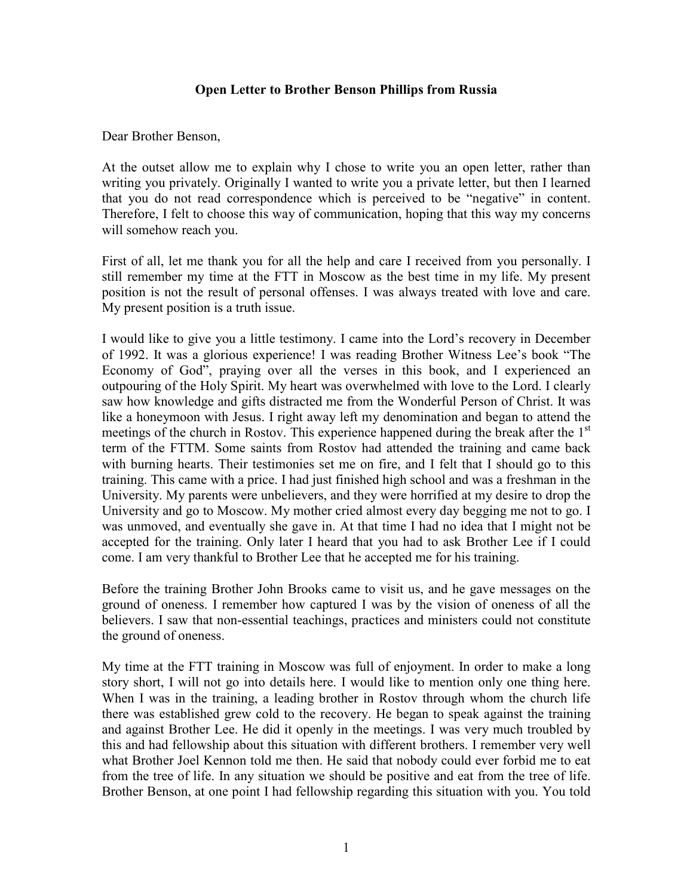**Open Letter to Brother Benson Phillips from Russia**

Dear Brother Benson,

At the outset allow me to explain why I chose to write you an open letter, rather than writing you privately. Originally I wanted to write you a private letter, but then I learned that you do not read correspondence which is perceived to be "negative" in content. Therefore, I felt to choose this way of communication, hoping that this way my concerns will somehow reach you.

First of all, let me thank you for all the help and care I received from you personally. I still remember my time at the FTT in Moscow as the best time in my life. My present position is not the result of personal offenses. I was always treated with love and care. My present position is a truth issue.

I would like to give you a little testimony. I came into the Lord's recovery in December of 1992. It was a glorious experience! I was reading Brother Witness Lee's book "The Economy of God", praying over all the verses in this book, and I experienced an outpouring of the Holy Spirit. My heart was overwhelmed with love to the Lord. I clearly saw how knowledge and gifts distracted me from the Wonderful Person of Christ. It was like a honeymoon with Jesus. I right away left my denomination and began to attend the meetings of the church in Rostov. This experience happened during the break after the 1st term of the FTTM. Some saints from Rostov had attended the training and came back with burning hearts. Their testimonies set me on fire, and I felt that I should go to this training. This came with a price. I had just finished high school and was a freshman in the University. My parents were unbelievers, and they were horrified at my desire to drop the University and go to Moscow. My mother cried almost every day begging me not to go. I was unmoved, and eventually she gave in. At that time I had no idea that I might not be accepted for the training. Only later I heard that you had to ask Brother Lee if I could come. I am very thankful to Brother Lee that he accepted me for his training.

Before the training Brother John Brooks came to visit us, and he gave messages on the ground of oneness. I remember how captured I was by the vision of oneness of all the believers. I saw that non-essential teachings, practices and ministers could not constitute the ground of oneness.

My time at the FTT training in Moscow was full of enjoyment. In order to make a long story short, I will not go into details here. I would like to mention only one thing here. When I was in the training, a leading brother in Rostov through whom the church life there was established grew cold to the recovery. He began to speak against the training and against Brother Lee. He did it openly in the meetings. I was very much troubled by this and had fellowship about this situation with different brothers. I remember very well what Brother Joel Kennon told me then. He said that nobody could ever forbid me to eat from the tree of life. In any situation we should be positive and eat from the tree of life. Brother Benson, at one point I had fellowship regarding this situation with you. You told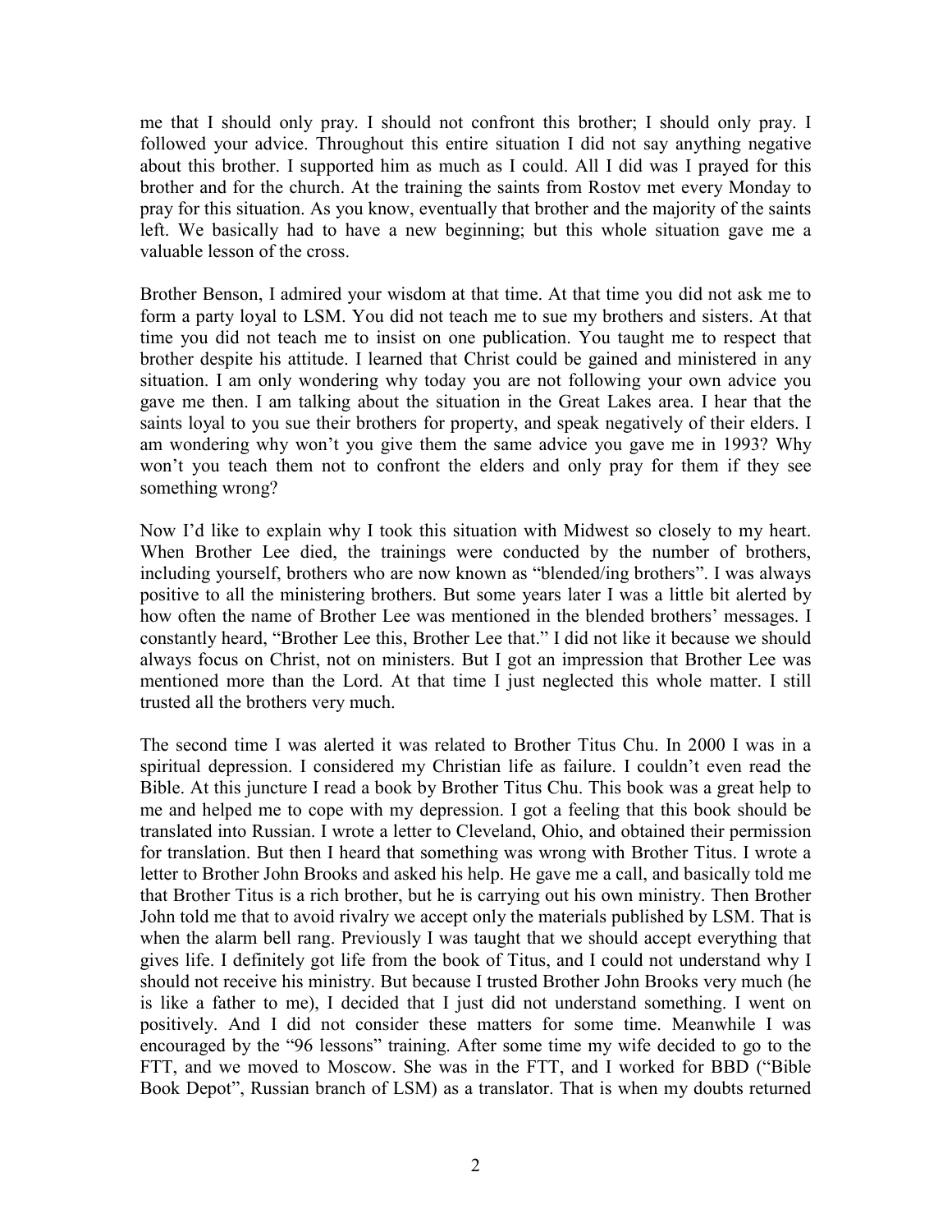me that I should only pray. I should not confront this brother; I should only pray. I followed your advice. Throughout this entire situation I did not say anything negative about this brother. I supported him as much as I could. All I did was I prayed for this brother and for the church. At the training the saints from Rostov met every Monday to pray for this situation. As you know, eventually that brother and the majority of the saints left. We basically had to have a new beginning; but this whole situation gave me a valuable lesson of the cross.

Brother Benson, I admired your wisdom at that time. At that time you did not ask me to form a party loyal to LSM. You did not teach me to sue my brothers and sisters. At that time you did not teach me to insist on one publication. You taught me to respect that brother despite his attitude. I learned that Christ could be gained and ministered in any situation. I am only wondering why today you are not following your own advice you gave me then. I am talking about the situation in the Great Lakes area. I hear that the saints loyal to you sue their brothers for property, and speak negatively of their elders. I am wondering why won't you give them the same advice you gave me in 1993? Why won't you teach them not to confront the elders and only pray for them if they see something wrong?

Now I'd like to explain why I took this situation with Midwest so closely to my heart. When Brother Lee died, the trainings were conducted by the number of brothers, including yourself, brothers who are now known as "blended/ing brothers". I was always positive to all the ministering brothers. But some years later I was a little bit alerted by how often the name of Brother Lee was mentioned in the blended brothers' messages. I constantly heard, "Brother Lee this, Brother Lee that." I did not like it because we should always focus on Christ, not on ministers. But I got an impression that Brother Lee was mentioned more than the Lord. At that time I just neglected this whole matter. I still trusted all the brothers very much.

The second time I was alerted it was related to Brother Titus Chu. In 2000 I was in a spiritual depression. I considered my Christian life as failure. I couldn't even read the Bible. At this juncture I read a book by Brother Titus Chu. This book was a great help to me and helped me to cope with my depression. I got a feeling that this book should be translated into Russian. I wrote a letter to Cleveland, Ohio, and obtained their permission for translation. But then I heard that something was wrong with Brother Titus. I wrote a letter to Brother John Brooks and asked his help. He gave me a call, and basically told me that Brother Titus is a rich brother, but he is carrying out his own ministry. Then Brother John told me that to avoid rivalry we accept only the materials published by LSM. That is when the alarm bell rang. Previously I was taught that we should accept everything that gives life. I definitely got life from the book of Titus, and I could not understand why I should not receive his ministry. But because I trusted Brother John Brooks very much (he is like a father to me), I decided that I just did not understand something. I went on positively. And I did not consider these matters for some time. Meanwhile I was encouraged by the "96 lessons" training. After some time my wife decided to go to the FTT, and we moved to Moscow. She was in the FTT, and I worked for BBD ("Bible Book Depot", Russian branch of LSM) as a translator. That is when my doubts returned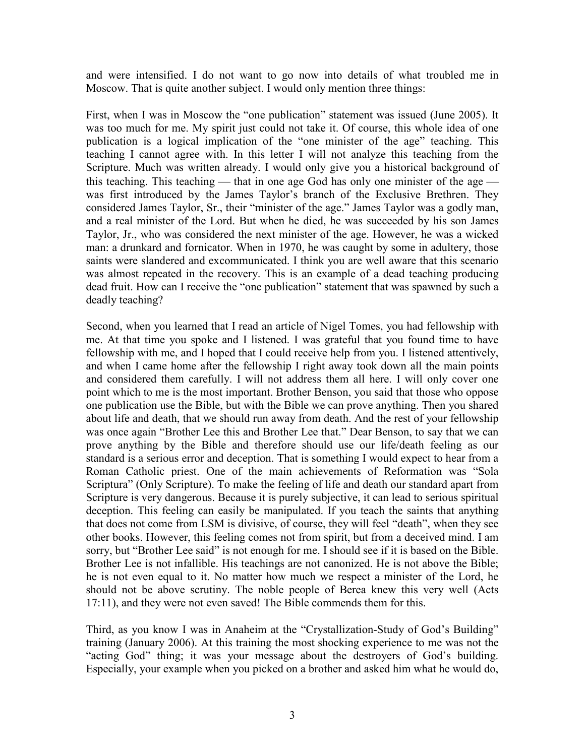and were intensified. I do not want to go now into details of what troubled me in Moscow. That is quite another subject. I would only mention three things:

First, when I was in Moscow the "one publication" statement was issued (June 2005). It was too much for me. My spirit just could not take it. Of course, this whole idea of one publication is a logical implication of the "one minister of the age" teaching. This teaching I cannot agree with. In this letter I will not analyze this teaching from the Scripture. Much was written already. I would only give you a historical background of this teaching. This teaching — that in one age God has only one minister of the age — was first introduced by the James Taylor's branch of the Exclusive Brethren. They considered James Taylor, Sr., their "minister of the age." James Taylor was a godly man, and a real minister of the Lord. But when he died, he was succeeded by his son James Taylor, Jr., who was considered the next minister of the age. However, he was a wicked man: a drunkard and fornicator. When in 1970, he was caught by some in adultery, those saints were slandered and excommunicated. I think you are well aware that this scenario was almost repeated in the recovery. This is an example of a dead teaching producing dead fruit. How can I receive the "one publication" statement that was spawned by such a deadly teaching?

Second, when you learned that I read an article of Nigel Tomes, you had fellowship with me. At that time you spoke and I listened. I was grateful that you found time to have fellowship with me, and I hoped that I could receive help from you. I listened attentively, and when I came home after the fellowship I right away took down all the main points and considered them carefully. I will not address them all here. I will only cover one point which to me is the most important. Brother Benson, you said that those who oppose one publication use the Bible, but with the Bible we can prove anything. Then you shared about life and death, that we should run away from death. And the rest of your fellowship was once again "Brother Lee this and Brother Lee that." Dear Benson, to say that we can prove anything by the Bible and therefore should use our life/death feeling as our standard is a serious error and deception. That is something I would expect to hear from a Roman Catholic priest. One of the main achievements of Reformation was "Sola Scriptura" (Only Scripture). To make the feeling of life and death our standard apart from Scripture is very dangerous. Because it is purely subjective, it can lead to serious spiritual deception. This feeling can easily be manipulated. If you teach the saints that anything that does not come from LSM is divisive, of course, they will feel "death", when they see other books. However, this feeling comes not from spirit, but from a deceived mind. I am sorry, but "Brother Lee said" is not enough for me. I should see if it is based on the Bible. Brother Lee is not infallible. His teachings are not canonized. He is not above the Bible; he is not even equal to it. No matter how much we respect a minister of the Lord, he should not be above scrutiny. The noble people of Berea knew this very well (Acts 17:11), and they were not even saved! The Bible commends them for this.

Third, as you know I was in Anaheim at the "Crystallization-Study of God's Building" training (January 2006). At this training the most shocking experience to me was not the "acting God" thing; it was your message about the destroyers of God's building. Especially, your example when you picked on a brother and asked him what he would do,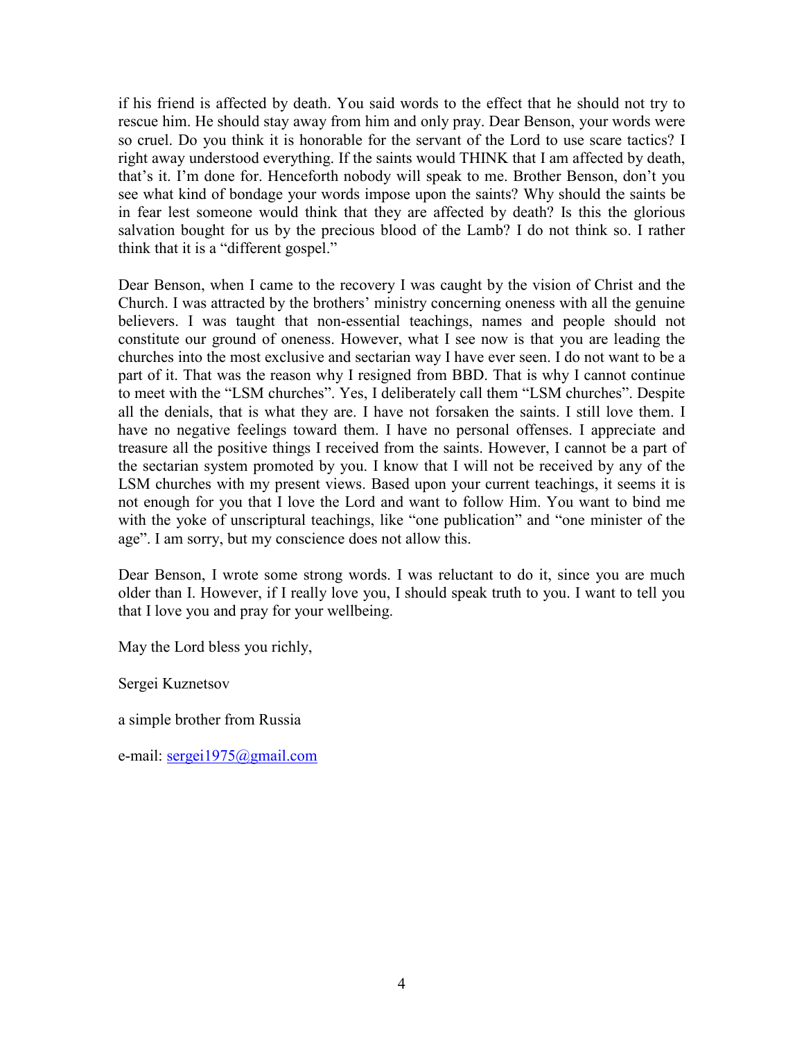if his friend is affected by death. You said words to the effect that he should not try to rescue him. He should stay away from him and only pray. Dear Benson, your words were so cruel. Do you think it is honorable for the servant of the Lord to use scare tactics? I right away understood everything. If the saints would THINK that I am affected by death, that's it. I'm done for. Henceforth nobody will speak to me. Brother Benson, don't you see what kind of bondage your words impose upon the saints? Why should the saints be in fear lest someone would think that they are affected by death? Is this the glorious salvation bought for us by the precious blood of the Lamb? I do not think so. I rather think that it is a "different gospel."

Dear Benson, when I came to the recovery I was caught by the vision of Christ and the Church. I was attracted by the brothers' ministry concerning oneness with all the genuine believers. I was taught that non-essential teachings, names and people should not constitute our ground of oneness. However, what I see now is that you are leading the churches into the most exclusive and sectarian way I have ever seen. I do not want to be a part of it. That was the reason why I resigned from BBD. That is why I cannot continue to meet with the "LSM churches". Yes, I deliberately call them "LSM churches". Despite all the denials, that is what they are. I have not forsaken the saints. I still love them. I have no negative feelings toward them. I have no personal offenses. I appreciate and treasure all the positive things I received from the saints. However, I cannot be a part of the sectarian system promoted by you. I know that I will not be received by any of the LSM churches with my present views. Based upon your current teachings, it seems it is not enough for you that I love the Lord and want to follow Him. You want to bind me with the yoke of unscriptural teachings, like "one publication" and "one minister of the age". I am sorry, but my conscience does not allow this.

Dear Benson, I wrote some strong words. I was reluctant to do it, since you are much older than I. However, if I really love you, I should speak truth to you. I want to tell you that I love you and pray for your wellbeing.

May the Lord bless you richly,

Sergei Kuznetsov

a simple brother from Russia

e-mail: sergei1975@gmail.com